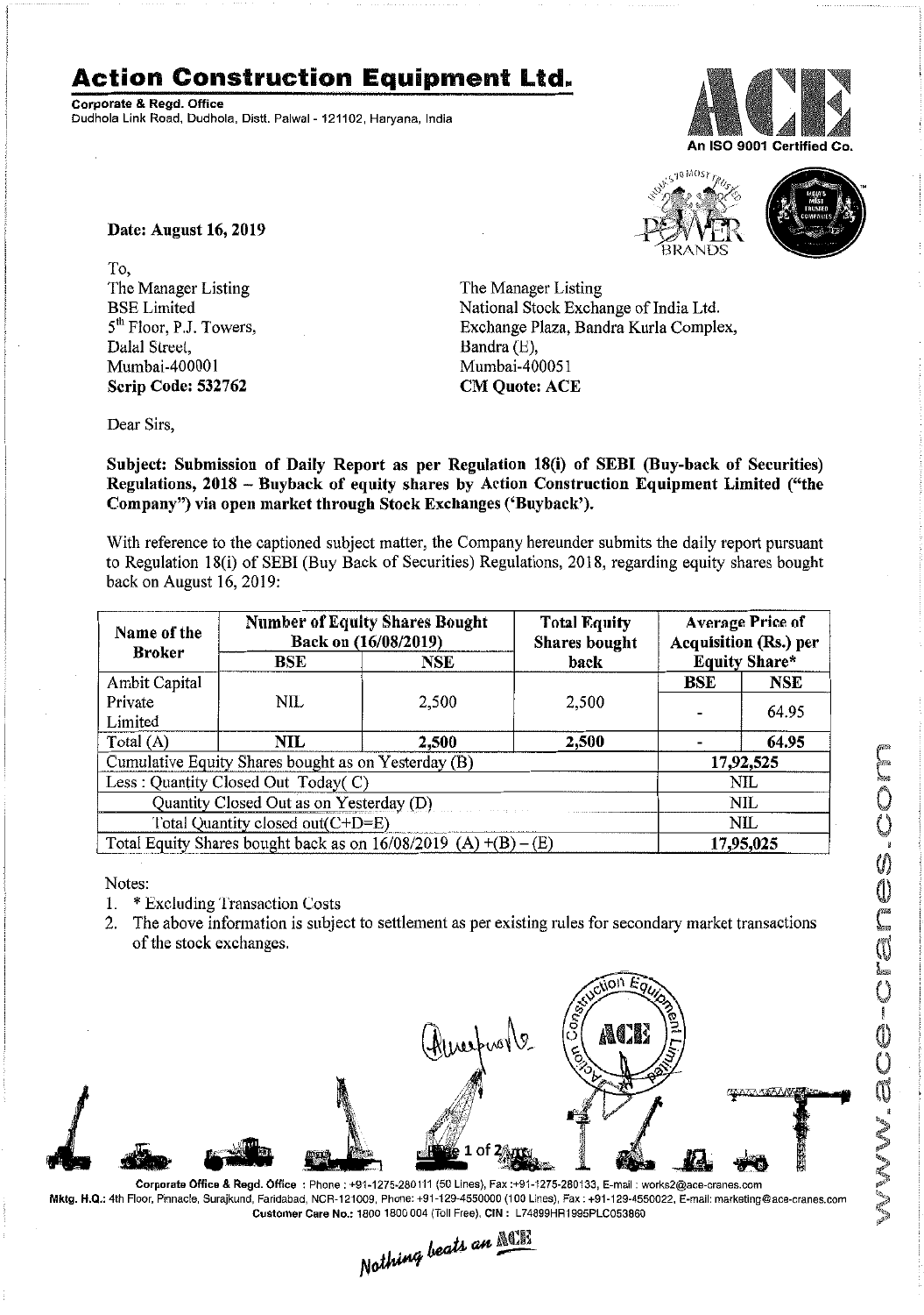# Action Construction Equipment Ltd.

**Corporate & Regd. Office**
Dudhola Link Road, Dudhola, Distt. Palwal - 121102, Haryana, India

An ISO 9001 Certified Co.

**Date: August 16, 2019**

To,

The Manager Listing
BSE Limited
5th Floor, P.J. Towers,
Dalal Street,
Mumbai-400001
**Scrip Code: 532762**

The Manager Listing
National Stock Exchange of India Ltd.
Exchange Plaza, Bandra Kurla Complex,
Bandra (E),
Mumbai-400051
**CM Quote: ACE**

Dear Sirs,

**Subject: Submission of Daily Report as per Regulation 18(i) of SEBI (Buy-back of Securities) Regulations, 2018 – Buyback of equity shares by Action Construction Equipment Limited ("the Company") via open market through Stock Exchanges ('Buyback').**

With reference to the captioned subject matter, the Company hereunder submits the daily report pursuant to Regulation 18(i) of SEBI (Buy Back of Securities) Regulations, 2018, regarding equity shares bought back on August 16, 2019:

| Name of the Broker | Number of Equity Shares Bought Back on (16/08/2019) | | Total Equity Shares bought back | Average Price of Acquisition (Rs.) per Equity Share* | |
|---|---|---|---|---|---|
| | BSE | NSE | | BSE | NSE |
| Ambit Capital Private Limited | NIL | 2,500 | 2,500 | - | 64.95 |
| **Total (A)** | **NIL** | **2,500** | **2,500** | **-** | **64.95** |
| Cumulative Equity Shares bought as on Yesterday (B) | | | | **17,92,525** | |
| Less : Quantity Closed Out Today( C) | | | | NIL | |
| Quantity Closed Out as on Yesterday (D) | | | | NIL | |
| Total Quantity closed out(C+D=E) | | | | NIL | |
| Total Equity Shares bought back as on 16/08/2019 (A) +(B) – (E) | | | | **17,95,025** | |

Notes:

1. * Excluding Transaction Costs
2. The above information is subject to settlement as per existing rules for secondary market transactions of the stock exchanges.

**Corporate Office & Regd. Office** : Phone : +91-1275-280111 (50 Lines), Fax :+91-1275-280133, E-mail : works2@ace-cranes.com
**Mktg. H.Q.:** 4th Floor, Pinnacle, Surajkund, Faridabad, NCR-121009, Phone: +91-129-4550000 (100 Lines), Fax : +91-129-4550022, E-mail: marketing@ace-cranes.com
**Customer Care No.:** 1800 1800 004 (Toll Free), **CIN :** L74899HR1995PLC053860

*Nothing beats an ACE*

www.ace-cranes.com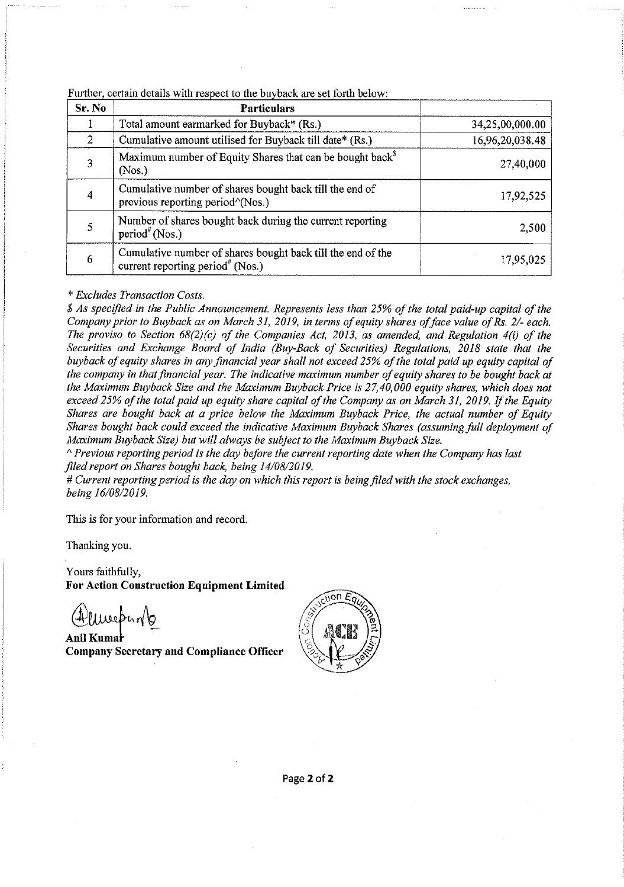Further, certain details with respect to the buyback are set forth below:

| Sr. No | Particulars | |
|---|---|---|
| 1 | Total amount earmarked for Buyback* (Rs.) | 34,25,00,000.00 |
| 2 | Cumulative amount utilised for Buyback till date* (Rs.) | 16,96,20,038.48 |
| 3 | Maximum number of Equity Shares that can be bought back$ (Nos.) | 27,40,000 |
| 4 | Cumulative number of shares bought back till the end of previous reporting period^(Nos.) | 17,92,525 |
| 5 | Number of shares bought back during the current reporting period# (Nos.) | 2,500 |
| 6 | Cumulative number of shares bought back till the end of the current reporting period# (Nos.) | 17,95,025 |

*\* Excludes Transaction Costs.*

*$ As specified in the Public Announcement. Represents less than 25% of the total paid-up capital of the Company prior to Buyback as on March 31, 2019, in terms of equity shares of face value of Rs. 2/- each. The proviso to Section 68(2)(c) of the Companies Act, 2013, as amended, and Regulation 4(i) of the Securities and Exchange Board of India (Buy-Back of Securities) Regulations, 2018 state that the buyback of equity shares in any financial year shall not exceed 25% of the total paid up equity capital of the company in that financial year. The indicative maximum number of equity shares to be bought back at the Maximum Buyback Size and the Maximum Buyback Price is 27,40,000 equity shares, which does not exceed 25% of the total paid up equity share capital of the Company as on March 31, 2019. If the Equity Shares are bought back at a price below the Maximum Buyback Price, the actual number of Equity Shares bought back could exceed the indicative Maximum Buyback Shares (assuming full deployment of Maximum Buyback Size) but will always be subject to the Maximum Buyback Size.*

*^ Previous reporting period is the day before the current reporting date when the Company has last filed report on Shares bought back, being 14/08/2019.*

*# Current reporting period is the day on which this report is being filed with the stock exchanges, being 16/08/2019.*

This is for your information and record.

Thanking you.

Yours faithfully,
**For Action Construction Equipment Limited**

**Anil Kumar**
**Company Secretary and Compliance Officer**